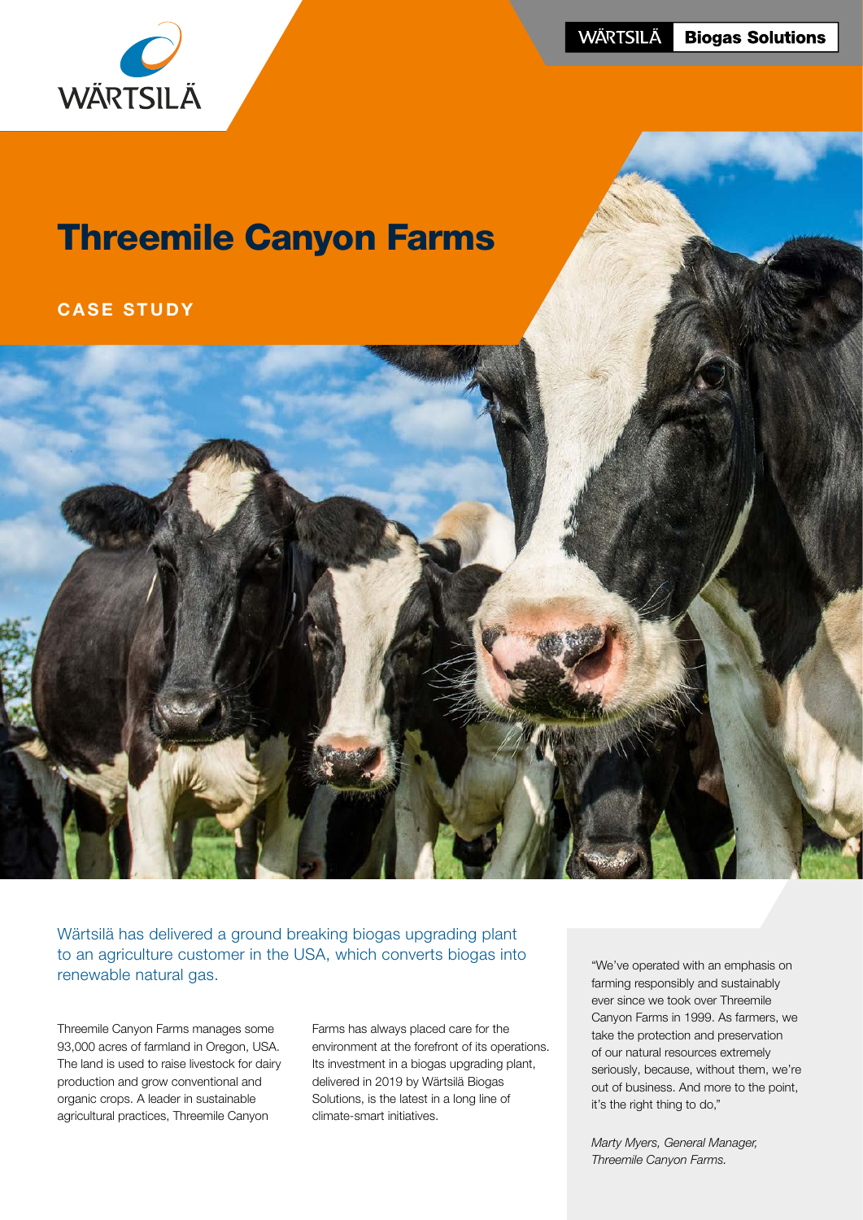# Threemile Canyon Farms

**CASE STUDY**

Wärtsilä has delivered a ground breaking biogas upgrading plant to an agriculture customer in the USA, which converts biogas into renewable natural gas.

Threemile Canyon Farms manages some 93,000 acres of farmland in Oregon, USA. The land is used to raise livestock for dairy production and grow conventional and organic crops. A leader in sustainable agricultural practices, Threemile Canyon Farms has always placed care for the environment at the forefront of its operations. Its investment in a biogas upgrading plant, delivered in 2019 by Wärtsilä Biogas Solutions, is the latest in a long line of climate-smart initiatives.

"We've operated with an emphasis on farming responsibly and sustainably ever since we took over Threemile Canyon Farms in 1999. As farmers, we take the protection and preservation of our natural resources extremely seriously, because, without them, we're out of business. And more to the point, it's the right thing to do,"

*Marty Myers, General Manager, Threemile Canyon Farms.*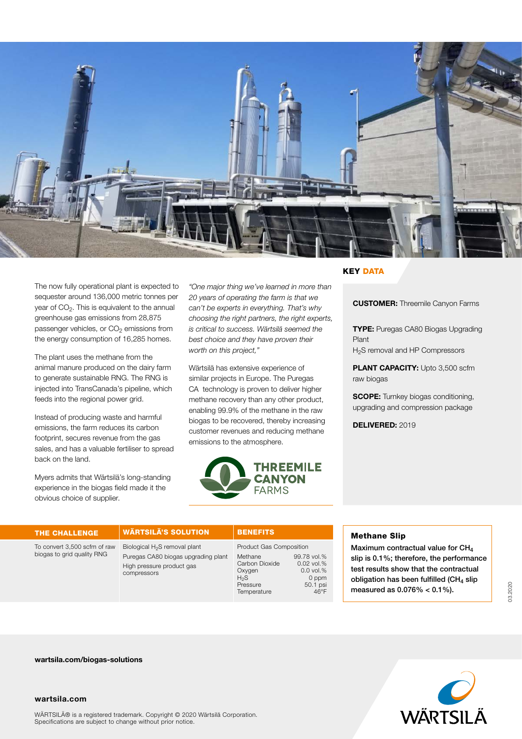The now fully operational plant is expected to sequester around 136,000 metric tonnes per year of $CO_2$. This is equivalent to the annual greenhouse gas emissions from 28,875 passenger vehicles, or $CO_2$ emissions from the energy consumption of 16,285 homes.

The plant uses the methane from the animal manure produced on the dairy farm to generate sustainable RNG. The RNG is injected into TransCanada's pipeline, which feeds into the regional power grid.

Instead of producing waste and harmful emissions, the farm reduces its carbon footprint, secures revenue from the gas sales, and has a valuable fertiliser to spread back on the land.

Myers admits that Wärtsilä's long-standing experience in the biogas field made it the obvious choice of supplier.

*"One major thing we've learned in more than 20 years of operating the farm is that we can't be experts in everything. That's why choosing the right partners, the right experts, is critical to success. Wärtsilä seemed the best choice and they have proven their worth on this project,"*

Wärtsilä has extensive experience of similar projects in Europe. The Puregas CA technology is proven to deliver higher methane recovery than any other product, enabling 99.9% of the methane in the raw biogas to be recovered, thereby increasing customer revenues and reducing methane emissions to the atmosphere.

THREEMILE CANYON FARMS

## KEY DATA

**CUSTOMER:** Threemile Canyon Farms

**TYPE:** Puregas CA80 Biogas Upgrading Plant
$H_2S$ removal and HP Compressors

**PLANT CAPACITY:** Upto 3,500 scfm raw biogas

**SCOPE:** Turnkey biogas conditioning, upgrading and compression package

**DELIVERED:** 2019

| THE CHALLENGE | WÄRTSILÄ'S SOLUTION | BENEFITS |
|---|---|---|
| To convert 3,500 scfm of raw biogas to grid quality RNG | Biological $H_2S$ removal plant<br>Puregas CA80 biogas upgrading plant<br>High pressure product gas compressors | Product Gas Composition<br>Methane 99.78 vol.%<br>Carbon Dioxide 0.02 vol.%<br>Oxygen 0.0 vol.%<br>$H_2S$ 0 ppm<br>Pressure 50.1 psi<br>Temperature 46°F |

### Methane Slip

**Maximum contractual value for $CH_4$ slip is 0.1%; therefore, the performance test results show that the contractual obligation has been fulfilled ($CH_4$ slip measured as 0.076% < 0.1%).**

03.2020

**wartsila.com/biogas-solutions**

**wartsila.com**

WÄRTSILÄ® is a registered trademark. Copyright © 2020 Wärtsilä Corporation.
Specifications are subject to change without prior notice.

WÄRTSILÄ